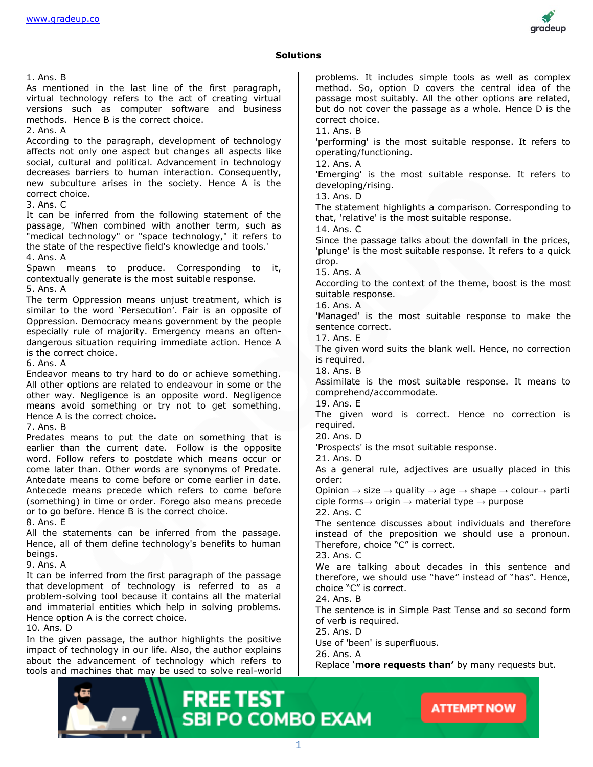## Solutions

1. Ans. B
As mentioned in the last line of the first paragraph, virtual technology refers to the act of creating virtual versions such as computer software and business methods. Hence B is the correct choice.

2. Ans. A
According to the paragraph, development of technology affects not only one aspect but changes all aspects like social, cultural and political. Advancement in technology decreases barriers to human interaction. Consequently, new subculture arises in the society. Hence A is the correct choice.

3. Ans. C
It can be inferred from the following statement of the passage, 'When combined with another term, such as "medical technology" or "space technology," it refers to the state of the respective field's knowledge and tools.'

4. Ans. A
Spawn means to produce. Corresponding to it, contextually generate is the most suitable response.

5. Ans. A
The term Oppression means unjust treatment, which is similar to the word 'Persecution'. Fair is an opposite of Oppression. Democracy means government by the people especially rule of majority. Emergency means an often-dangerous situation requiring immediate action. Hence A is the correct choice.

6. Ans. A
Endeavor means to try hard to do or achieve something. All other options are related to endeavour in some or the other way. Negligence is an opposite word. Negligence means avoid something or try not to get something. Hence A is the correct choice**.**

7. Ans. B
Predates means to put the date on something that is earlier than the current date. Follow is the opposite word. Follow refers to postdate which means occur or come later than. Other words are synonyms of Predate. Antedate means to come before or come earlier in date. Antecede means precede which refers to come before (something) in time or order. Forego also means precede or to go before. Hence B is the correct choice.

8. Ans. E
All the statements can be inferred from the passage. Hence, all of them define technology's benefits to human beings.

9. Ans. A
It can be inferred from the first paragraph of the passage that development of technology is referred to as a problem-solving tool because it contains all the material and immaterial entities which help in solving problems. Hence option A is the correct choice.

10. Ans. D
In the given passage, the author highlights the positive impact of technology in our life. Also, the author explains about the advancement of technology which refers to tools and machines that may be used to solve real-world problems. It includes simple tools as well as complex method. So, option D covers the central idea of the passage most suitably. All the other options are related, but do not cover the passage as a whole. Hence D is the correct choice.

11. Ans. B
'performing' is the most suitable response. It refers to operating/functioning.

12. Ans. A
'Emerging' is the most suitable response. It refers to developing/rising.

13. Ans. D
The statement highlights a comparison. Corresponding to that, 'relative' is the most suitable response.

14. Ans. C
Since the passage talks about the downfall in the prices, 'plunge' is the most suitable response. It refers to a quick drop.

15. Ans. A
According to the context of the theme, boost is the most suitable response.

16. Ans. A
'Managed' is the most suitable response to make the sentence correct.

17. Ans. E
The given word suits the blank well. Hence, no correction is required.

18. Ans. B
Assimilate is the most suitable response. It means to comprehend/accommodate.

19. Ans. E
The given word is correct. Hence no correction is required.

20. Ans. D
'Prospects' is the msot suitable response.

21. Ans. D
As a general rule, adjectives are usually placed in this order:
Opinion → size → quality → age → shape → colour→ participle forms→ origin → material type → purpose

22. Ans. C
The sentence discusses about individuals and therefore instead of the preposition we should use a pronoun. Therefore, choice "C" is correct.

23. Ans. C
We are talking about decades in this sentence and therefore, we should use "have" instead of "has". Hence, choice "C" is correct.

24. Ans. B
The sentence is in Simple Past Tense and so second form of verb is required.

25. Ans. D
Use of 'been' is superfluous.

26. Ans. A
Replace '**more requests than'** by many requests but.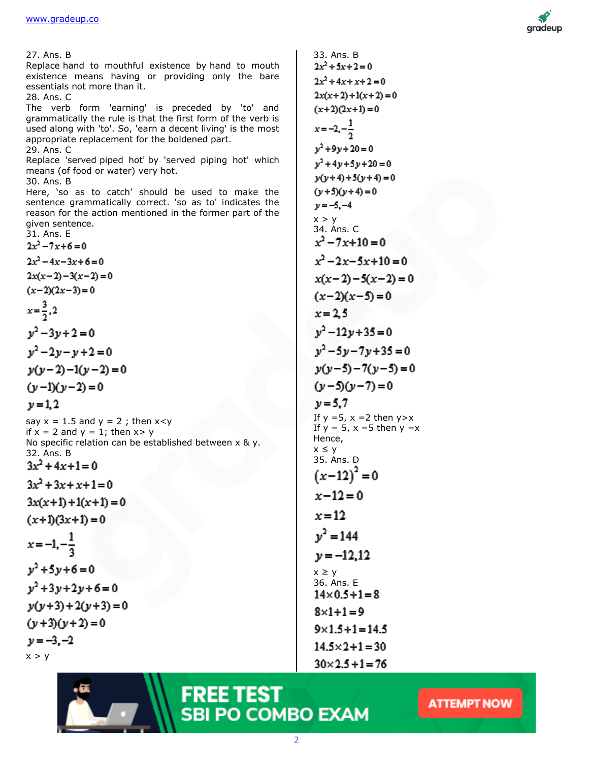27. Ans. B

Replace hand to mouthful existence by hand to mouth existence means having or providing only the bare essentials not more than it.

28. Ans. C

The verb form 'earning' is preceded by 'to' and grammatically the rule is that the first form of the verb is used along with 'to'. So, 'earn a decent living' is the most appropriate replacement for the boldened part.

29. Ans. C

Replace 'served piped hot' by 'served piping hot' which means (of food or water) very hot.

30. Ans. B

Here, 'so as to catch' should be used to make the sentence grammatically correct. 'so as to' indicates the reason for the action mentioned in the former part of the given sentence.

31. Ans. E

$$2x^2-7x+6=0$$
$$2x^2-4x-3x+6=0$$
$$2x(x-2)-3(x-2)=0$$
$$(x-2)(2x-3)=0$$
$$x=\frac{3}{2},2$$
$$y^2-3y+2=0$$
$$y^2-2y-y+2=0$$
$$y(y-2)-1(y-2)=0$$
$$(y-1)(y-2)=0$$
$$y=1,2$$

say x = 1.5 and y = 2 ; then x<y

if x = 2 and y = 1; then x> y

No specific relation can be established between x & y.

32. Ans. B

$$3x^2+4x+1=0$$
$$3x^2+3x+x+1=0$$
$$3x(x+1)+1(x+1)=0$$
$$(x+1)(3x+1)=0$$
$$x=-1,-\frac{1}{3}$$
$$y^2+5y+6=0$$
$$y^2+3y+2y+6=0$$
$$y(y+3)+2(y+3)=0$$
$$(y+3)(y+2)=0$$
$$y=-3,-2$$

x > y

33. Ans. B

$$2x^2+5x+2=0$$
$$2x^2+4x+x+2=0$$
$$2x(x+2)+1(x+2)=0$$
$$(x+2)(2x+1)=0$$
$$x=-2,-\frac{1}{2}$$
$$y^2+9y+20=0$$
$$y^2+4y+5y+20=0$$
$$y(y+4)+5(y+4)=0$$
$$(y+5)(y+4)=0$$
$$y=-5,-4$$

x > y

34. Ans. C

$$x^2-7x+10=0$$
$$x^2-2x-5x+10=0$$
$$x(x-2)-5(x-2)=0$$
$$(x-2)(x-5)=0$$
$$x=2,5$$
$$y^2-12y+35=0$$
$$y^2-5y-7y+35=0$$
$$y(y-5)-7(y-5)=0$$
$$(y-5)(y-7)=0$$
$$y=5,7$$

If y =5, x =2 then y>x

If y = 5, x =5 then y =x

Hence,

x ≤ y

35. Ans. D

$$(x-12)^2=0$$
$$x-12=0$$
$$x=12$$
$$y^2=144$$
$$y=-12,12$$

x ≥ y

36. Ans. E

$$14\times0.5+1=8$$
$$8\times1+1=9$$
$$9\times1.5+1=14.5$$
$$14.5\times2+1=30$$
$$30\times2.5+1=76$$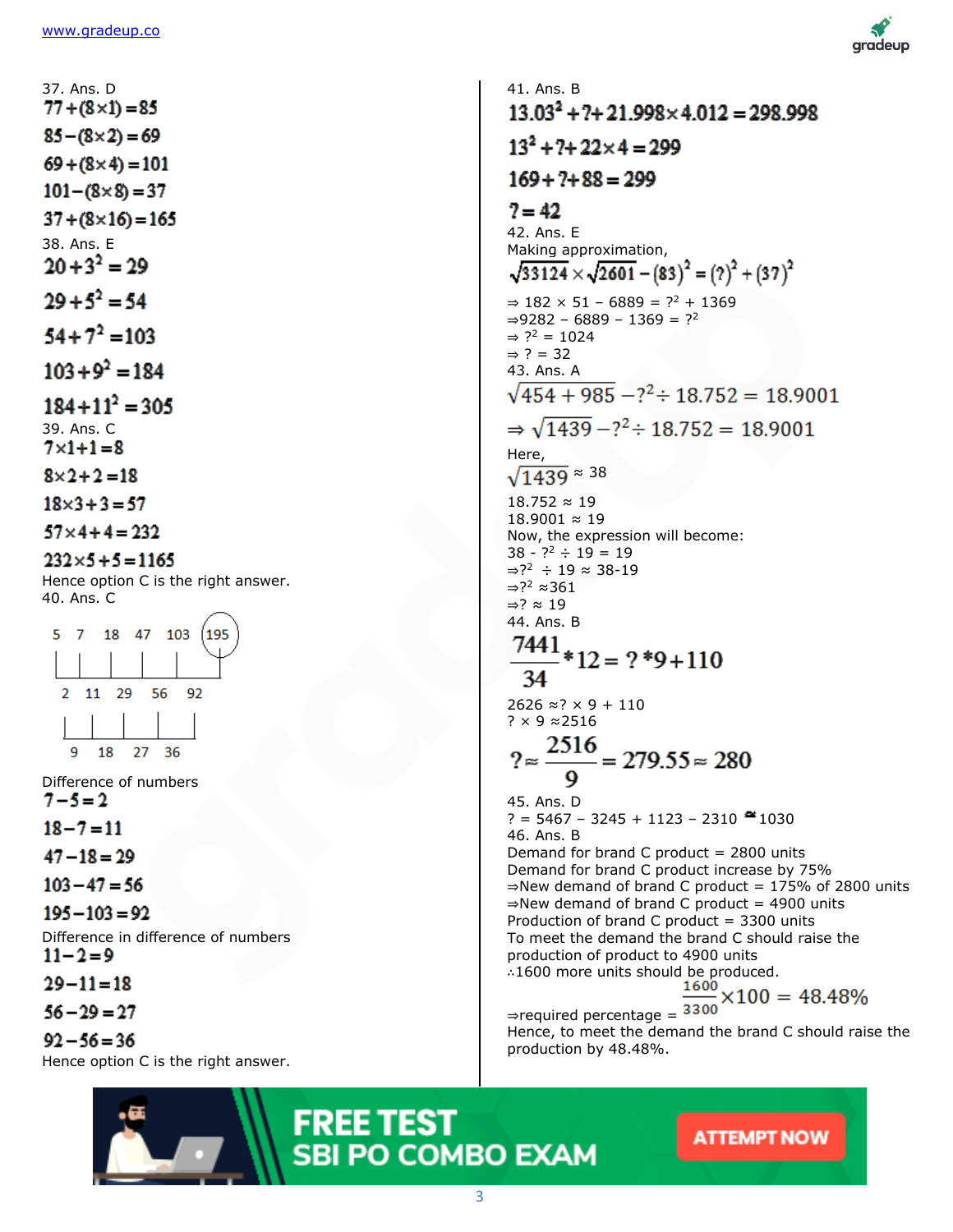37. Ans. D

$77+(8\times1)=85$

$85-(8\times2)=69$

$69+(8\times4)=101$

$101-(8\times8)=37$

$37+(8\times16)=165$

38. Ans. E

$20+3^2=29$

$29+5^2=54$

$54+7^2=103$

$103+9^2=184$

$184+11^2=305$

39. Ans. C

$7\times1+1=8$

$8\times2+2=18$

$18\times3+3=57$

$57\times4+4=232$

$232\times5+5=1165$

Hence option C is the right answer.

40. Ans. C

5 7 18 47 103 (195)

2 11 29 56 92

9 18 27 36

Difference of numbers

$7-5=2$

$18-7=11$

$47-18=29$

$103-47=56$

$195-103=92$

Difference in difference of numbers

$11-2=9$

$29-11=18$

$56-29=27$

$92-56=36$

Hence option C is the right answer.

41. Ans. B

$13.03^2+?+21.998\times4.012=298.998$

$13^2+?+22\times4=299$

$169+?+88=299$

$?=42$

42. Ans. E

Making approximation,

$\sqrt{33124}\times\sqrt{2601}-(83)^2=(?)^2+(37)^2$

$\Rightarrow 182\times51-6889=?^2+1369$

$\Rightarrow 9282-6889-1369=?^2$

$\Rightarrow ?^2=1024$

$\Rightarrow ?=32$

43. Ans. A

$\sqrt{454+985}-?^2\div18.752=18.9001$

$\Rightarrow \sqrt{1439}-?^2\div18.752=18.9001$

Here,

$\sqrt{1439}\approx38$

$18.752\approx19$

$18.9001\approx19$

Now, the expression will become:

$38-?^2\div19=19$

$\Rightarrow ?^2\div19\approx38-19$

$\Rightarrow ?^2\approx361$

$\Rightarrow ?\approx19$

44. Ans. B

$\frac{7441}{34}*12=?*9+110$

$2626\approx?\times9+110$

$?\times9\approx2516$

$?\approx\frac{2516}{9}=279.55\approx280$

45. Ans. D

$?=5467-3245+1123-2310\approx1030$

46. Ans. B

Demand for brand C product = 2800 units

Demand for brand C product increase by 75%

⇒New demand of brand C product = 175% of 2800 units

⇒New demand of brand C product = 4900 units

Production of brand C product = 3300 units

To meet the demand the brand C should raise the production of product to 4900 units

∴1600 more units should be produced.

⇒required percentage = $\frac{1600}{3300}\times100=48.48\%$

Hence, to meet the demand the brand C should raise the production by 48.48%.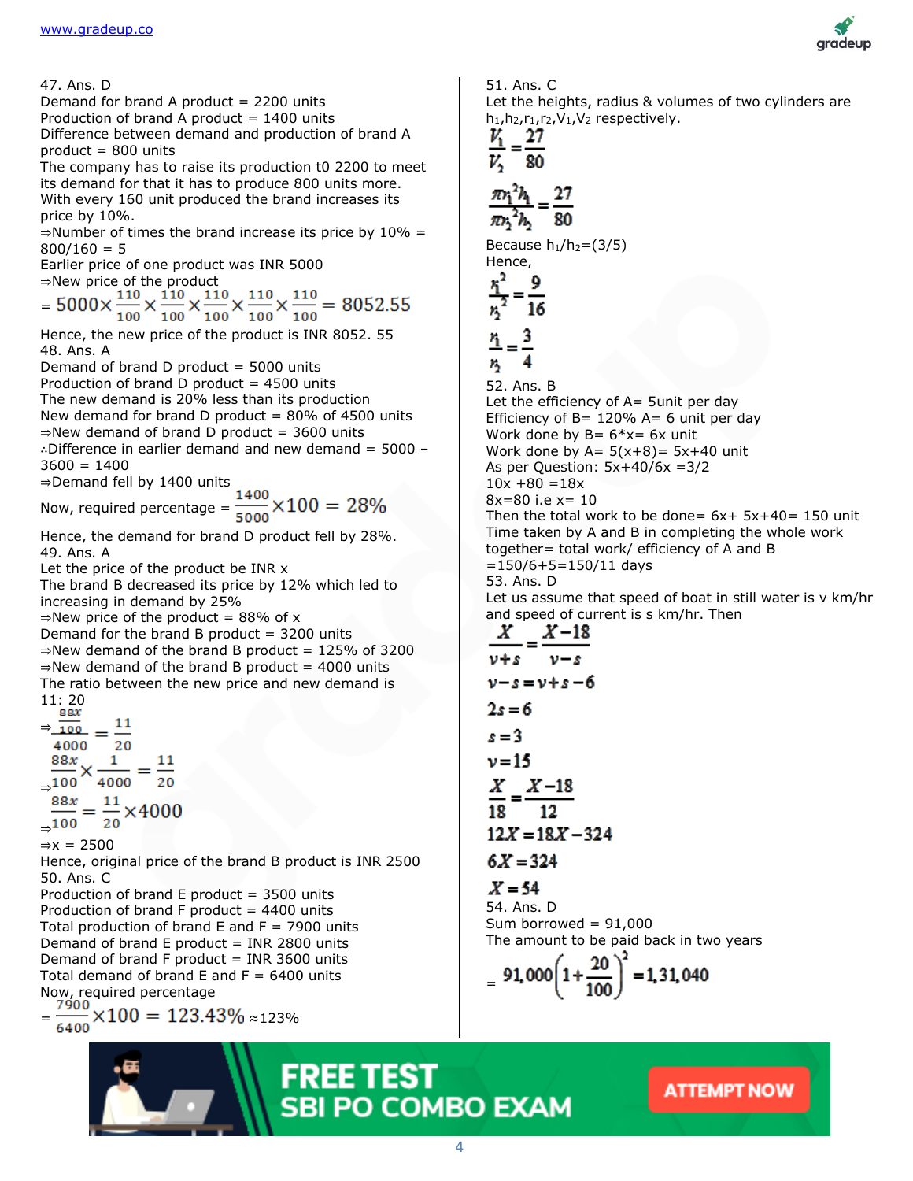47. Ans. D
Demand for brand A product = 2200 units
Production of brand A product = 1400 units
Difference between demand and production of brand A product = 800 units
The company has to raise its production t0 2200 to meet its demand for that it has to produce 800 units more.
With every 160 unit produced the brand increases its price by 10%.
⇒Number of times the brand increase its price by 10% = 800/160 = 5
Earlier price of one product was INR 5000
⇒New price of the product

$$= 5000\times\frac{110}{100}\times\frac{110}{100}\times\frac{110}{100}\times\frac{110}{100}\times\frac{110}{100} = 8052.55$$

Hence, the new price of the product is INR 8052. 55

48. Ans. A
Demand of brand D product = 5000 units
Production of brand D product = 4500 units
The new demand is 20% less than its production
New demand for brand D product = 80% of 4500 units
⇒New demand of brand D product = 3600 units
∴Difference in earlier demand and new demand = 5000 – 3600 = 1400
⇒Demand fell by 1400 units

Now, required percentage = $\frac{1400}{5000}\times 100 = 28\%$

Hence, the demand for brand D product fell by 28%.

49. Ans. A
Let the price of the product be INR x
The brand B decreased its price by 12% which led to increasing in demand by 25%
⇒New price of the product = 88% of x
Demand for the brand B product = 3200 units
⇒New demand of the brand B product = 125% of 3200
⇒New demand of the brand B product = 4000 units
The ratio between the new price and new demand is 11: 20

$$\Rightarrow \frac{\frac{88x}{100}}{4000} = \frac{11}{20}$$

$$\Rightarrow \frac{88x}{100}\times\frac{1}{4000} = \frac{11}{20}$$

$$\Rightarrow \frac{88x}{100} = \frac{11}{20}\times 4000$$

⇒x = 2500
Hence, original price of the brand B product is INR 2500

50. Ans. C
Production of brand E product = 3500 units
Production of brand F product = 4400 units
Total production of brand E and F = 7900 units
Demand of brand E product = INR 2800 units
Demand of brand F product = INR 3600 units
Total demand of brand E and F = 6400 units
Now, required percentage

$$= \frac{7900}{6400}\times 100 = 123.43\% \approx 123\%$$

51. Ans. C
Let the heights, radius & volumes of two cylinders are $h_1, h_2, r_1, r_2, V_1, V_2$ respectively.

$$\frac{V_1}{V_2} = \frac{27}{80}$$

$$\frac{\pi r_1^2 h_1}{\pi r_2^2 h_2} = \frac{27}{80}$$

Because $h_1/h_2 = (3/5)$
Hence,

$$\frac{r_1^2}{r_2^2} = \frac{9}{16}$$

$$\frac{r_1}{r_2} = \frac{3}{4}$$

52. Ans. B
Let the efficiency of A= 5unit per day
Efficiency of B= 120% A= 6 unit per day
Work done by B= 6*x= 6x unit
Work done by A= 5(x+8)= 5x+40 unit
As per Question: 5x+40/6x =3/2
10x +80 =18x
8x=80 i.e x= 10
Then the total work to be done= 6x+ 5x+40= 150 unit
Time taken by A and B in completing the whole work together= total work/ efficiency of A and B
=150/6+5=150/11 days

53. Ans. D
Let us assume that speed of boat in still water is v km/hr and speed of current is s km/hr. Then

$$\frac{X}{v+s} = \frac{X-18}{v-s}$$

$$v-s = v+s-6$$

$$2s = 6$$

$$s = 3$$

$$v = 15$$

$$\frac{X}{18} = \frac{X-18}{12}$$

$$12X = 18X - 324$$

$$6X = 324$$

$$X = 54$$

54. Ans. D
Sum borrowed = 91,000
The amount to be paid back in two years

$$= 91,000\left(1+\frac{20}{100}\right)^2 = 1,31,040$$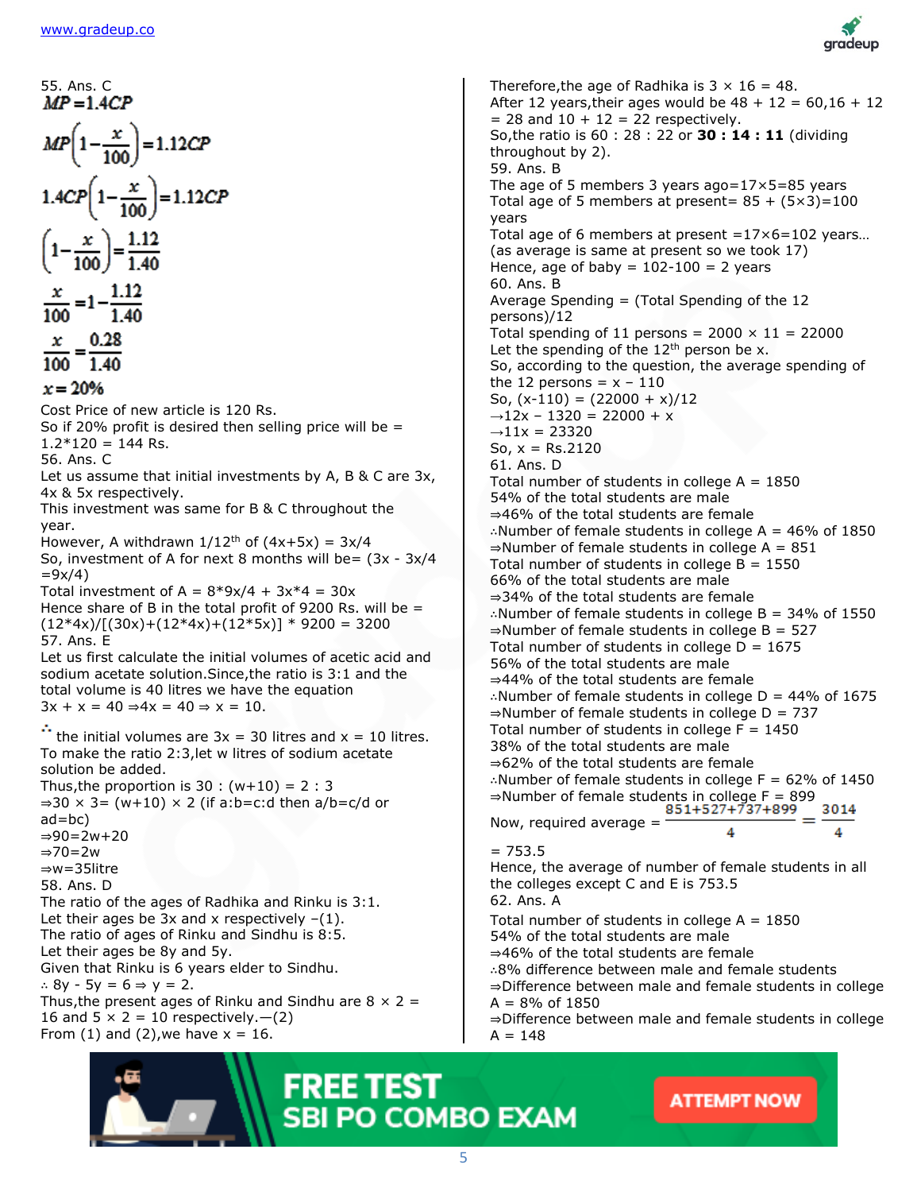55. Ans. C

$$MP = 1.4CP$$

$$MP\left(1-\frac{x}{100}\right) = 1.12CP$$

$$1.4CP\left(1-\frac{x}{100}\right) = 1.12CP$$

$$\left(1-\frac{x}{100}\right) = \frac{1.12}{1.40}$$

$$\frac{x}{100} = 1-\frac{1.12}{1.40}$$

$$\frac{x}{100} = \frac{0.28}{1.40}$$

$$x = 20\%$$

Cost Price of new article is 120 Rs.
So if 20% profit is desired then selling price will be = 1.2*120 = 144 Rs.

56. Ans. C

Let us assume that initial investments by A, B & C are 3x, 4x & 5x respectively.
This investment was same for B & C throughout the year.
However, A withdrawn 1/12th of (4x+5x) = 3x/4
So, investment of A for next 8 months will be= (3x - 3x/4 =9x/4)
Total investment of A = 8*9x/4 + 3x*4 = 30x
Hence share of B in the total profit of 9200 Rs. will be = (12*4x)/[(30x)+(12*4x)+(12*5x)] * 9200 = 3200

57. Ans. E

Let us first calculate the initial volumes of acetic acid and sodium acetate solution.Since,the ratio is 3:1 and the total volume is 40 litres we have the equation
3x + x = 40 ⇒4x = 40 ⇒ x = 10.

∴ the initial volumes are 3x = 30 litres and x = 10 litres.
To make the ratio 2:3,let w litres of sodium acetate solution be added.
Thus,the proportion is 30 : (w+10) = 2 : 3
⇒30 × 3= (w+10) × 2 (if a:b=c:d then a/b=c/d or ad=bc)
⇒90=2w+20
⇒70=2w
⇒w=35litre

58. Ans. D

The ratio of the ages of Radhika and Rinku is 3:1.
Let their ages be 3x and x respectively –(1).
The ratio of ages of Rinku and Sindhu is 8:5.
Let their ages be 8y and 5y.
Given that Rinku is 6 years elder to Sindhu.
∴ 8y - 5y = 6 ⇒ y = 2.
Thus,the present ages of Rinku and Sindhu are 8 × 2 = 16 and 5 × 2 = 10 respectively.—(2)
From (1) and (2),we have x = 16.
Therefore,the age of Radhika is 3 × 16 = 48.
After 12 years,their ages would be 48 + 12 = 60,16 + 12 = 28 and 10 + 12 = 22 respectively.
So,the ratio is 60 : 28 : 22 or **30 : 14 : 11** (dividing throughout by 2).

59. Ans. B

The age of 5 members 3 years ago=17×5=85 years
Total age of 5 members at present= 85 + (5×3)=100 years
Total age of 6 members at present =17×6=102 years…(as average is same at present so we took 17)
Hence, age of baby = 102-100 = 2 years

60. Ans. B

Average Spending = (Total Spending of the 12 persons)/12
Total spending of 11 persons = 2000 × 11 = 22000
Let the spending of the 12th person be x.
So, according to the question, the average spending of the 12 persons = x – 110
So, (x-110) = (22000 + x)/12
→12x – 1320 = 22000 + x
→11x = 23320
So, x = Rs.2120

61. Ans. D

Total number of students in college A = 1850
54% of the total students are male
⇒46% of the total students are female
∴Number of female students in college A = 46% of 1850
⇒Number of female students in college A = 851
Total number of students in college B = 1550
66% of the total students are male
⇒34% of the total students are female
∴Number of female students in college B = 34% of 1550
⇒Number of female students in college B = 527
Total number of students in college D = 1675
56% of the total students are male
⇒44% of the total students are female
∴Number of female students in college D = 44% of 1675
⇒Number of female students in college D = 737
Total number of students in college F = 1450
38% of the total students are male
⇒62% of the total students are female
∴Number of female students in college F = 62% of 1450
⇒Number of female students in college F = 899

Now, required average = $\frac{851+527+737+899}{4} = \frac{3014}{4}$

= 753.5

Hence, the average of number of female students in all the colleges except C and E is 753.5

62. Ans. A

Total number of students in college A = 1850
54% of the total students are male
⇒46% of the total students are female
∴8% difference between male and female students
⇒Difference between male and female students in college A = 8% of 1850
⇒Difference between male and female students in college A = 148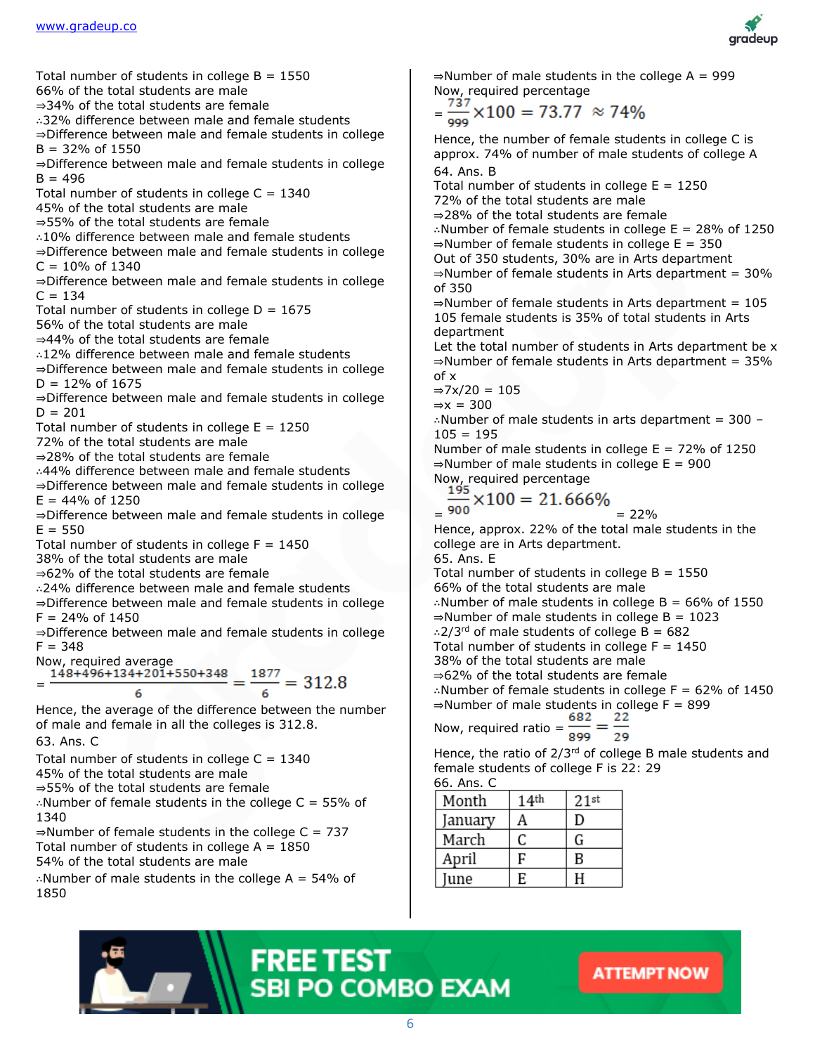Total number of students in college B = 1550
66% of the total students are male
⇒34% of the total students are female
∴32% difference between male and female students
⇒Difference between male and female students in college B = 32% of 1550
⇒Difference between male and female students in college B = 496
Total number of students in college C = 1340
45% of the total students are male
⇒55% of the total students are female
∴10% difference between male and female students
⇒Difference between male and female students in college C = 10% of 1340
⇒Difference between male and female students in college C = 134
Total number of students in college D = 1675
56% of the total students are male
⇒44% of the total students are female
∴12% difference between male and female students
⇒Difference between male and female students in college D = 12% of 1675
⇒Difference between male and female students in college D = 201
Total number of students in college E = 1250
72% of the total students are male
⇒28% of the total students are female
∴44% difference between male and female students
⇒Difference between male and female students in college E = 44% of 1250
⇒Difference between male and female students in college E = 550
Total number of students in college F = 1450
38% of the total students are male
⇒62% of the total students are female
∴24% difference between male and female students
⇒Difference between male and female students in college F = 24% of 1450
⇒Difference between male and female students in college F = 348
Now, required average

$$= \frac{148+496+134+201+550+348}{6} = \frac{1877}{6} = 312.8$$

Hence, the average of the difference between the number of male and female in all the colleges is 312.8.

63. Ans. C

Total number of students in college C = 1340
45% of the total students are male
⇒55% of the total students are female
∴Number of female students in the college C = 55% of 1340
⇒Number of female students in the college C = 737
Total number of students in college A = 1850
54% of the total students are male
∴Number of male students in the college A = 54% of 1850
⇒Number of male students in the college A = 999
Now, required percentage

$$= \frac{737}{999}\times 100 = 73.77 \approx 74\%$$

Hence, the number of female students in college C is approx. 74% of number of male students of college A

64. Ans. B

Total number of students in college E = 1250
72% of the total students are male
⇒28% of the total students are female
∴Number of female students in college E = 28% of 1250
⇒Number of female students in college E = 350
Out of 350 students, 30% are in Arts department
⇒Number of female students in Arts department = 30% of 350
⇒Number of female students in Arts department = 105
105 female students is 35% of total students in Arts department
Let the total number of students in Arts department be x
⇒Number of female students in Arts department = 35% of x
⇒7x/20 = 105
⇒x = 300
∴Number of male students in arts department = 300 – 105 = 195
Number of male students in college E = 72% of 1250
⇒Number of male students in college E = 900
Now, required percentage

$$= \frac{195}{900}\times 100 = 21.666\% = 22\%$$

Hence, approx. 22% of the total male students in the college are in Arts department.

65. Ans. E

Total number of students in college B = 1550
66% of the total students are male
∴Number of male students in college B = 66% of 1550
⇒Number of male students in college B = 1023
∴2/3rd of male students of college B = 682
Total number of students in college F = 1450
38% of the total students are male
⇒62% of the total students are female
∴Number of female students in college F = 62% of 1450
⇒Number of male students in college F = 899

Now, required ratio $= \frac{682}{899} = \frac{22}{29}$

Hence, the ratio of 2/3rd of college B male students and female students of college F is 22: 29

66. Ans. C

| Month | 14th | 21st |
|---|---|---|
| January | A | D |
| March | C | G |
| April | F | B |
| June | E | H |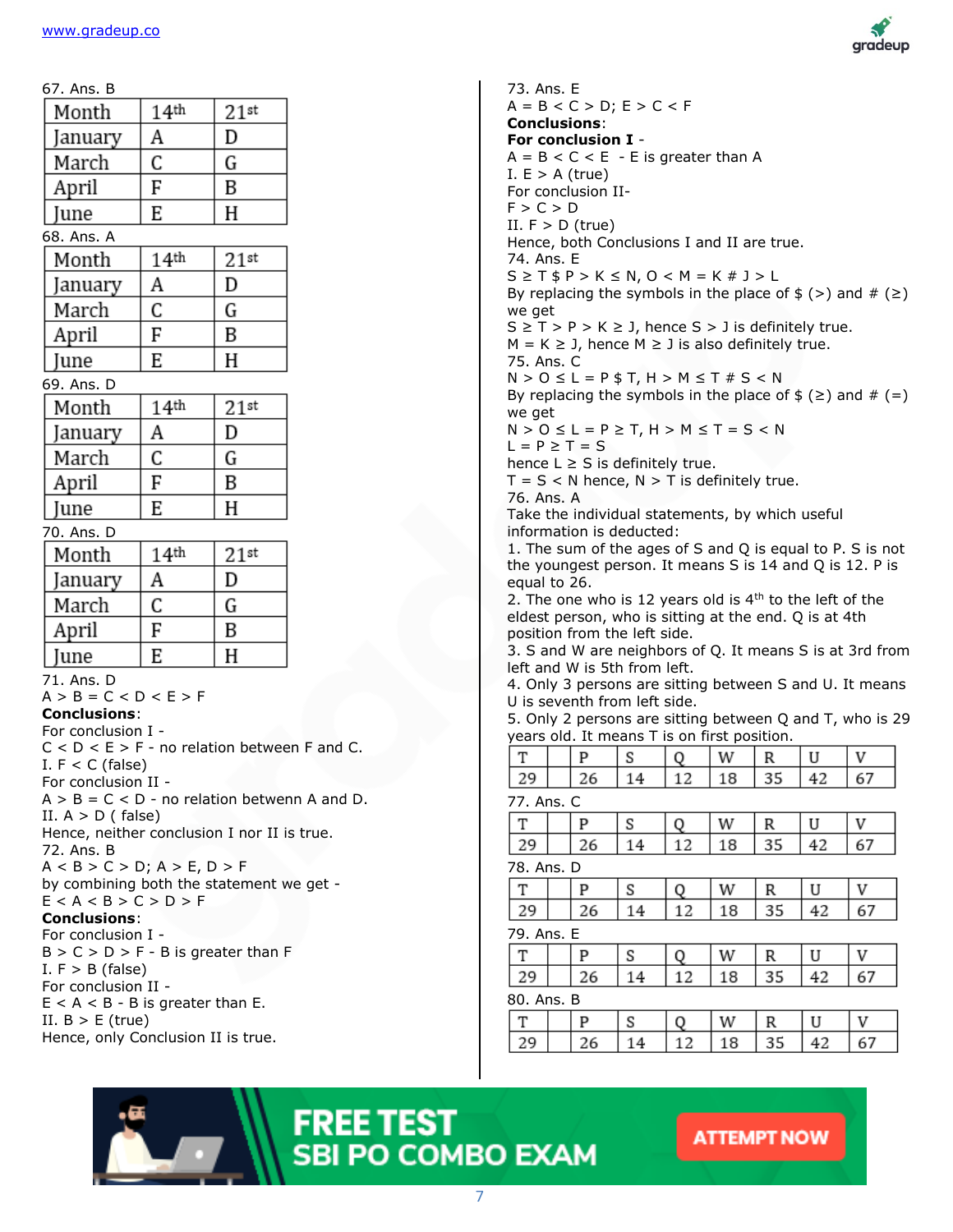67. Ans. B

| Month | 14th | 21st |
|---|---|---|
| January | A | D |
| March | C | G |
| April | F | B |
| June | E | H |

68. Ans. A

| Month | 14th | 21st |
|---|---|---|
| January | A | D |
| March | C | G |
| April | F | B |
| June | E | H |

69. Ans. D

| Month | 14th | 21st |
|---|---|---|
| January | A | D |
| March | C | G |
| April | F | B |
| June | E | H |

70. Ans. D

| Month | 14th | 21st |
|---|---|---|
| January | A | D |
| March | C | G |
| April | F | B |
| June | E | H |

71. Ans. D

A > B = C < D < E > F

**Conclusions**:

For conclusion I -

C < D < E > F - no relation between F and C.

I. F < C (false)

For conclusion II -

A > B = C < D - no relation betwenn A and D.

II. A > D ( false)

Hence, neither conclusion I nor II is true.

72. Ans. B

A < B > C > D; A > E, D > F

by combining both the statement we get -

E < A < B > C > D > F

**Conclusions**:

For conclusion I -

B > C > D > F - B is greater than F

I. F > B (false)

For conclusion II -

E < A < B - B is greater than E.

II. B > E (true)

Hence, only Conclusion II is true.

73. Ans. E

A = B < C > D; E > C < F

**Conclusions**:

**For conclusion I** -

A = B < C < E - E is greater than A

I. E > A (true)

For conclusion II-

F > C > D

II. F > D (true)

Hence, both Conclusions I and II are true.

74. Ans. E

S ≥ T $ P > K ≤ N, O < M = K # J > L

By replacing the symbols in the place of $ (>) and # (≥) we get

S ≥ T > P > K ≥ J, hence S > J is definitely true.

M = K ≥ J, hence M ≥ J is also definitely true.

75. Ans. C

N > O ≤ L = P $ T, H > M ≤ T # S < N

By replacing the symbols in the place of $ (≥) and # (=) we get

N > O ≤ L = P ≥ T, H > M ≤ T = S < N

L = P ≥ T = S

hence L ≥ S is definitely true.

T = S < N hence, N > T is definitely true.

76. Ans. A

Take the individual statements, by which useful information is deducted:

1. The sum of the ages of S and Q is equal to P. S is not the youngest person. It means S is 14 and Q is 12. P is equal to 26.
2. The one who is 12 years old is 4th to the left of the eldest person, who is sitting at the end. Q is at 4th position from the left side.
3. S and W are neighbors of Q. It means S is at 3rd from left and W is 5th from left.
4. Only 3 persons are sitting between S and U. It means U is seventh from left side.
5. Only 2 persons are sitting between Q and T, who is 29 years old. It means T is on first position.

| T | P | S | Q | W | R | U | V |
|---|---|---|---|---|---|---|---|
| 29 | 26 | 14 | 12 | 18 | 35 | 42 | 67 |

77. Ans. C

| T | P | S | Q | W | R | U | V |
|---|---|---|---|---|---|---|---|
| 29 | 26 | 14 | 12 | 18 | 35 | 42 | 67 |

78. Ans. D

| T | P | S | Q | W | R | U | V |
|---|---|---|---|---|---|---|---|
| 29 | 26 | 14 | 12 | 18 | 35 | 42 | 67 |

79. Ans. E

| T | P | S | Q | W | R | U | V |
|---|---|---|---|---|---|---|---|
| 29 | 26 | 14 | 12 | 18 | 35 | 42 | 67 |

80. Ans. B

| T | P | S | Q | W | R | U | V |
|---|---|---|---|---|---|---|---|
| 29 | 26 | 14 | 12 | 18 | 35 | 42 | 67 |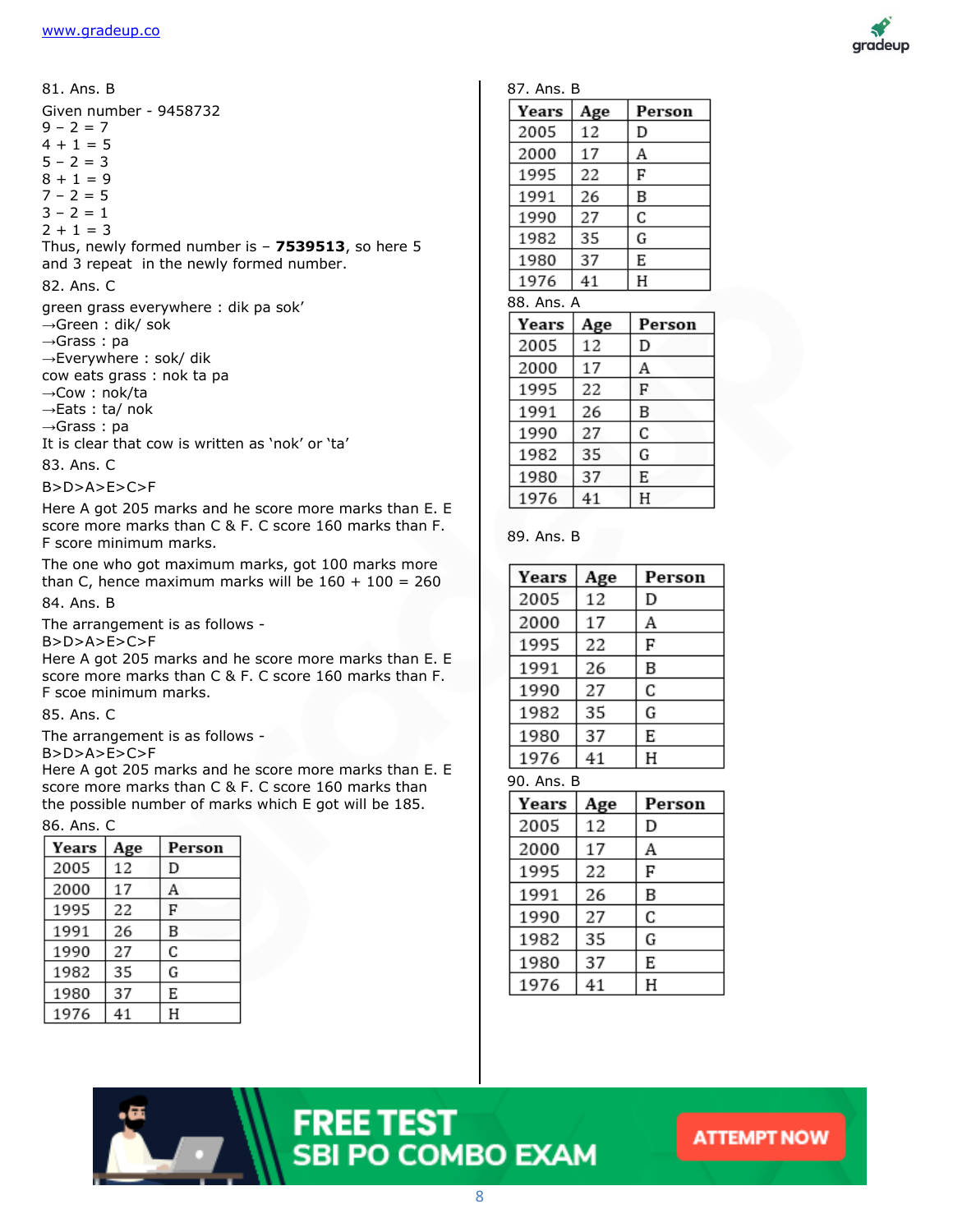81. Ans. B

Given number - 9458732
9 – 2 = 7
4 + 1 = 5
5 – 2 = 3
8 + 1 = 9
7 – 2 = 5
3 – 2 = 1
2 + 1 = 3
Thus, newly formed number is – **7539513**, so here 5 and 3 repeat in the newly formed number.

82. Ans. C

green grass everywhere : dik pa sok'
→Green : dik/ sok
→Grass : pa
→Everywhere : sok/ dik
cow eats grass : nok ta pa
→Cow : nok/ta
→Eats : ta/ nok
→Grass : pa
It is clear that cow is written as 'nok' or 'ta'

83. Ans. C

B>D>A>E>C>F

Here A got 205 marks and he score more marks than E. E score more marks than C & F. C score 160 marks than F. F score minimum marks.

The one who got maximum marks, got 100 marks more than C, hence maximum marks will be 160 + 100 = 260

84. Ans. B

The arrangement is as follows -
B>D>A>E>C>F
Here A got 205 marks and he score more marks than E. E score more marks than C & F. C score 160 marks than F. F scoe minimum marks.

85. Ans. C

The arrangement is as follows -
B>D>A>E>C>F
Here A got 205 marks and he score more marks than E. E score more marks than C & F. C score 160 marks than the possible number of marks which E got will be 185.

86. Ans. C

| Years | Age | Person |
|---|---|---|
| 2005 | 12 | D |
| 2000 | 17 | A |
| 1995 | 22 | F |
| 1991 | 26 | B |
| 1990 | 27 | C |
| 1982 | 35 | G |
| 1980 | 37 | E |
| 1976 | 41 | H |

87. Ans. B

| Years | Age | Person |
|---|---|---|
| 2005 | 12 | D |
| 2000 | 17 | A |
| 1995 | 22 | F |
| 1991 | 26 | B |
| 1990 | 27 | C |
| 1982 | 35 | G |
| 1980 | 37 | E |
| 1976 | 41 | H |

88. Ans. A

| Years | Age | Person |
|---|---|---|
| 2005 | 12 | D |
| 2000 | 17 | A |
| 1995 | 22 | F |
| 1991 | 26 | B |
| 1990 | 27 | C |
| 1982 | 35 | G |
| 1980 | 37 | E |
| 1976 | 41 | H |

89. Ans. B

| Years | Age | Person |
|---|---|---|
| 2005 | 12 | D |
| 2000 | 17 | A |
| 1995 | 22 | F |
| 1991 | 26 | B |
| 1990 | 27 | C |
| 1982 | 35 | G |
| 1980 | 37 | E |
| 1976 | 41 | H |

90. Ans. B

| Years | Age | Person |
|---|---|---|
| 2005 | 12 | D |
| 2000 | 17 | A |
| 1995 | 22 | F |
| 1991 | 26 | B |
| 1990 | 27 | C |
| 1982 | 35 | G |
| 1980 | 37 | E |
| 1976 | 41 | H |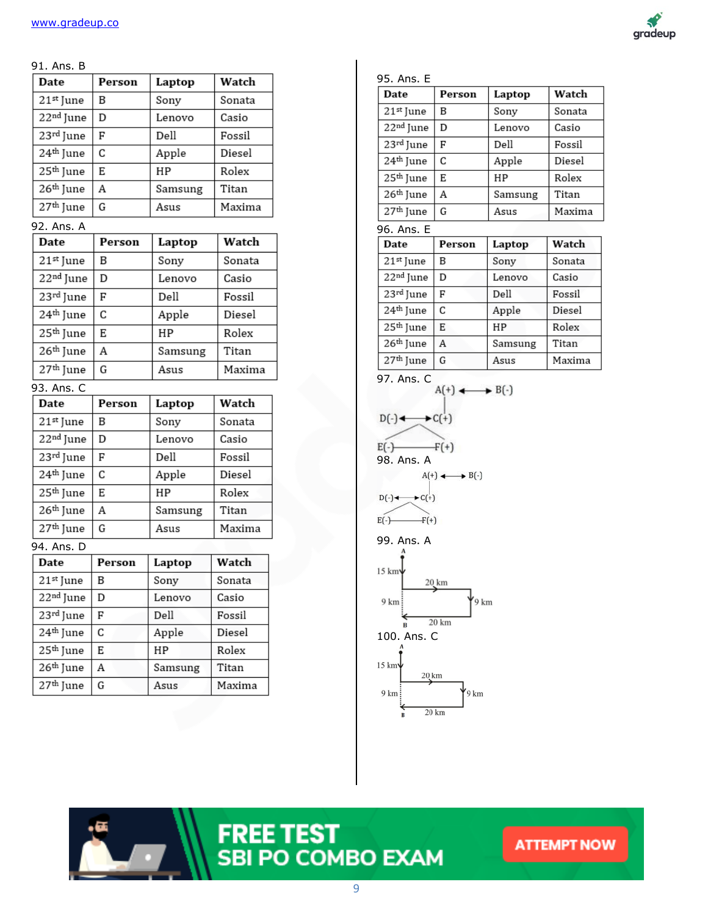91. Ans. B

| Date | Person | Laptop | Watch |
|---|---|---|---|
| 21st June | B | Sony | Sonata |
| 22nd June | D | Lenovo | Casio |
| 23rd June | F | Dell | Fossil |
| 24th June | C | Apple | Diesel |
| 25th June | E | HP | Rolex |
| 26th June | A | Samsung | Titan |
| 27th June | G | Asus | Maxima |

92. Ans. A

| Date | Person | Laptop | Watch |
|---|---|---|---|
| 21st June | B | Sony | Sonata |
| 22nd June | D | Lenovo | Casio |
| 23rd June | F | Dell | Fossil |
| 24th June | C | Apple | Diesel |
| 25th June | E | HP | Rolex |
| 26th June | A | Samsung | Titan |
| 27th June | G | Asus | Maxima |

93. Ans. C

| Date | Person | Laptop | Watch |
|---|---|---|---|
| 21st June | B | Sony | Sonata |
| 22nd June | D | Lenovo | Casio |
| 23rd June | F | Dell | Fossil |
| 24th June | C | Apple | Diesel |
| 25th June | E | HP | Rolex |
| 26th June | A | Samsung | Titan |
| 27th June | G | Asus | Maxima |

94. Ans. D

| Date | Person | Laptop | Watch |
|---|---|---|---|
| 21st June | B | Sony | Sonata |
| 22nd June | D | Lenovo | Casio |
| 23rd June | F | Dell | Fossil |
| 24th June | C | Apple | Diesel |
| 25th June | E | HP | Rolex |
| 26th June | A | Samsung | Titan |
| 27th June | G | Asus | Maxima |

95. Ans. E

| Date | Person | Laptop | Watch |
|---|---|---|---|
| 21st June | B | Sony | Sonata |
| 22nd June | D | Lenovo | Casio |
| 23rd June | F | Dell | Fossil |
| 24th June | C | Apple | Diesel |
| 25th June | E | HP | Rolex |
| 26th June | A | Samsung | Titan |
| 27th June | G | Asus | Maxima |

96. Ans. E

| Date | Person | Laptop | Watch |
|---|---|---|---|
| 21st June | B | Sony | Sonata |
| 22nd June | D | Lenovo | Casio |
| 23rd June | F | Dell | Fossil |
| 24th June | C | Apple | Diesel |
| 25th June | E | HP | Rolex |
| 26th June | A | Samsung | Titan |
| 27th June | G | Asus | Maxima |

97. Ans. C

A(+) ⟷ B(-)

D(-) ⟷ C(+)

E(-) — F(+)

98. Ans. A

A(+) ⟷ B(-)

D(-) ⟷ C(+)

E(-) — F(+)

99. Ans. A

A

15 km

20 km

9 km

9 km

B

20 km

100. Ans. C

A

15 km

20 km

9 km

9 km

B

20 km